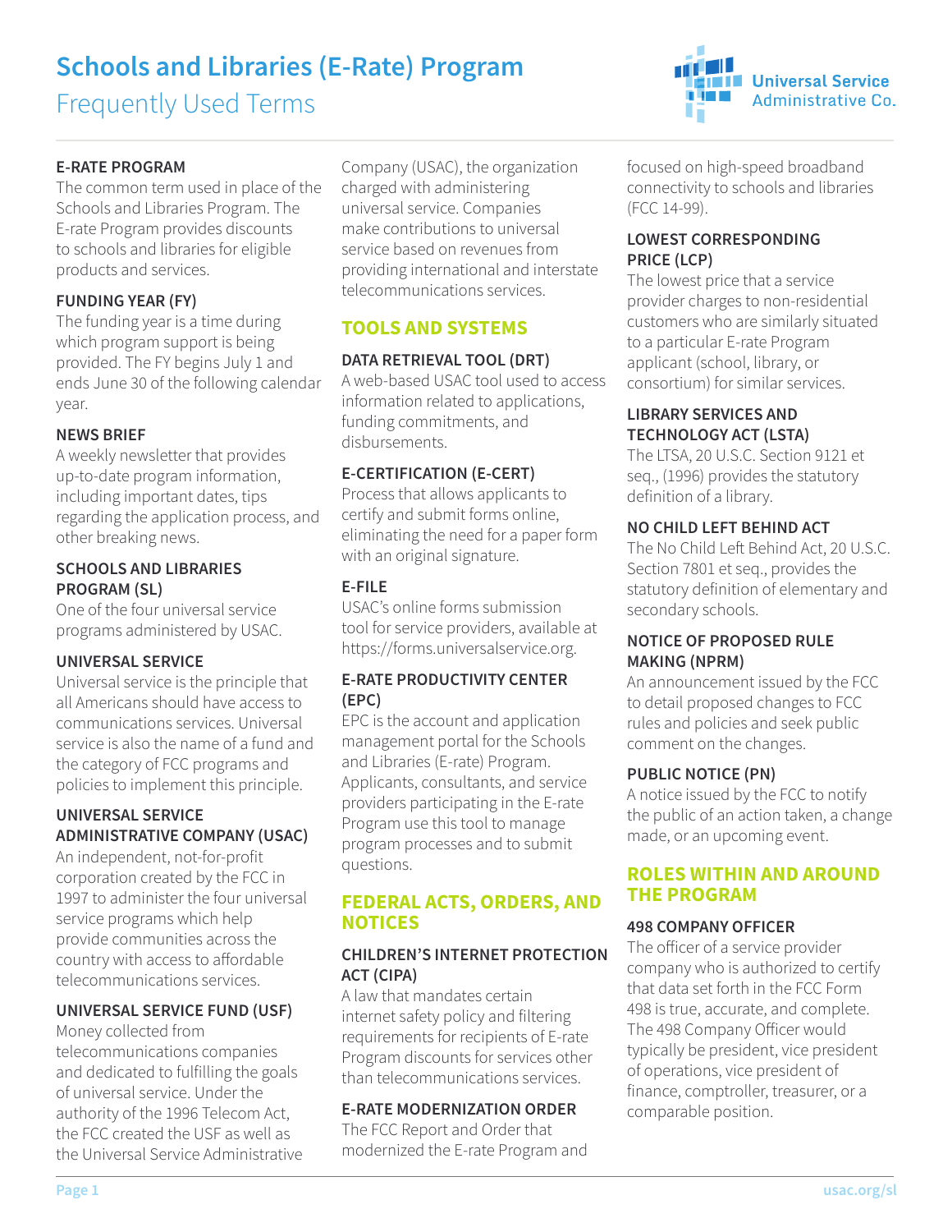# Schools and Libraries (E-Rate) Program

## Frequently Used Terms

### E-RATE PROGRAM

The common term used in place of the Schools and Libraries Program. The E-rate Program provides discounts to schools and libraries for eligible products and services.

### FUNDING YEAR (FY)

The funding year is a time during which program support is being provided. The FY begins July 1 and ends June 30 of the following calendar year.

### NEWS BRIEF

A weekly newsletter that provides up-to-date program information, including important dates, tips regarding the application process, and other breaking news.

### SCHOOLS AND LIBRARIES PROGRAM (SL)

One of the four universal service programs administered by USAC.

### UNIVERSAL SERVICE

Universal service is the principle that all Americans should have access to communications services. Universal service is also the name of a fund and the category of FCC programs and policies to implement this principle.

### UNIVERSAL SERVICE ADMINISTRATIVE COMPANY (USAC)

An independent, not-for-profit corporation created by the FCC in 1997 to administer the four universal service programs which help provide communities across the country with access to affordable telecommunications services.

### UNIVERSAL SERVICE FUND (USF)

Money collected from telecommunications companies and dedicated to fulfilling the goals of universal service. Under the authority of the 1996 Telecom Act, the FCC created the USF as well as the Universal Service Administrative Company (USAC), the organization charged with administering universal service. Companies make contributions to universal service based on revenues from providing international and interstate telecommunications services.

## TOOLS AND SYSTEMS

### DATA RETRIEVAL TOOL (DRT)

A web-based USAC tool used to access information related to applications, funding commitments, and disbursements.

### E-CERTIFICATION (E-CERT)

Process that allows applicants to certify and submit forms online, eliminating the need for a paper form with an original signature.

### E-FILE

USAC's online forms submission tool for service providers, available at https://forms.universalservice.org.

### E-RATE PRODUCTIVITY CENTER (EPC)

EPC is the account and application management portal for the Schools and Libraries (E-rate) Program. Applicants, consultants, and service providers participating in the E-rate Program use this tool to manage program processes and to submit questions.

## FEDERAL ACTS, ORDERS, AND NOTICES

### CHILDREN'S INTERNET PROTECTION ACT (CIPA)

A law that mandates certain internet safety policy and filtering requirements for recipients of E-rate Program discounts for services other than telecommunications services.

### E-RATE MODERNIZATION ORDER

The FCC Report and Order that modernized the E-rate Program and focused on high-speed broadband connectivity to schools and libraries (FCC 14-99).

### LOWEST CORRESPONDING PRICE (LCP)

The lowest price that a service provider charges to non-residential customers who are similarly situated to a particular E-rate Program applicant (school, library, or consortium) for similar services.

### LIBRARY SERVICES AND TECHNOLOGY ACT (LSTA)

The LSTA, 20 U.S.C. Section 9121 et seq., (1996) provides the statutory definition of a library.

### NO CHILD LEFT BEHIND ACT

The No Child Left Behind Act, 20 U.S.C. Section 7801 et seq., provides the statutory definition of elementary and secondary schools.

### NOTICE OF PROPOSED RULE MAKING (NPRM)

An announcement issued by the FCC to detail proposed changes to FCC rules and policies and seek public comment on the changes.

### PUBLIC NOTICE (PN)

A notice issued by the FCC to notify the public of an action taken, a change made, or an upcoming event.

## ROLES WITHIN AND AROUND THE PROGRAM

### 498 COMPANY OFFICER

The officer of a service provider company who is authorized to certify that data set forth in the FCC Form 498 is true, accurate, and complete. The 498 Company Officer would typically be president, vice president of operations, vice president of finance, comptroller, treasurer, or a comparable position.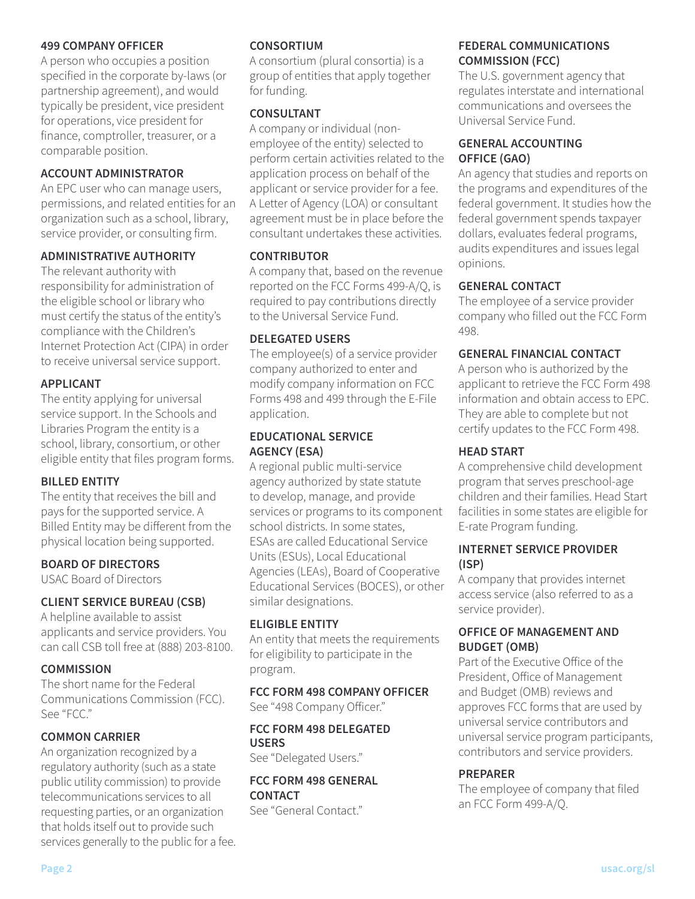**499 COMPANY OFFICER**
A person who occupies a position specified in the corporate by-laws (or partnership agreement), and would typically be president, vice president for operations, vice president for finance, comptroller, treasurer, or a comparable position.

**ACCOUNT ADMINISTRATOR**
An EPC user who can manage users, permissions, and related entities for an organization such as a school, library, service provider, or consulting firm.

**ADMINISTRATIVE AUTHORITY**
The relevant authority with responsibility for administration of the eligible school or library who must certify the status of the entity's compliance with the Children's Internet Protection Act (CIPA) in order to receive universal service support.

**APPLICANT**
The entity applying for universal service support. In the Schools and Libraries Program the entity is a school, library, consortium, or other eligible entity that files program forms.

**BILLED ENTITY**
The entity that receives the bill and pays for the supported service. A Billed Entity may be different from the physical location being supported.

**BOARD OF DIRECTORS**
USAC Board of Directors

**CLIENT SERVICE BUREAU (CSB)**
A helpline available to assist applicants and service providers. You can call CSB toll free at (888) 203-8100.

**COMMISSION**
The short name for the Federal Communications Commission (FCC). See "FCC."

**COMMON CARRIER**
An organization recognized by a regulatory authority (such as a state public utility commission) to provide telecommunications services to all requesting parties, or an organization that holds itself out to provide such services generally to the public for a fee.

**CONSORTIUM**
A consortium (plural consortia) is a group of entities that apply together for funding.

**CONSULTANT**
A company or individual (non-employee of the entity) selected to perform certain activities related to the application process on behalf of the applicant or service provider for a fee. A Letter of Agency (LOA) or consultant agreement must be in place before the consultant undertakes these activities.

**CONTRIBUTOR**
A company that, based on the revenue reported on the FCC Forms 499-A/Q, is required to pay contributions directly to the Universal Service Fund.

**DELEGATED USERS**
The employee(s) of a service provider company authorized to enter and modify company information on FCC Forms 498 and 499 through the E-File application.

**EDUCATIONAL SERVICE AGENCY (ESA)**
A regional public multi-service agency authorized by state statute to develop, manage, and provide services or programs to its component school districts. In some states, ESAs are called Educational Service Units (ESUs), Local Educational Agencies (LEAs), Board of Cooperative Educational Services (BOCES), or other similar designations.

**ELIGIBLE ENTITY**
An entity that meets the requirements for eligibility to participate in the program.

**FCC FORM 498 COMPANY OFFICER**
See "498 Company Officer."

**FCC FORM 498 DELEGATED USERS**
See "Delegated Users."

**FCC FORM 498 GENERAL CONTACT**
See "General Contact."

**FEDERAL COMMUNICATIONS COMMISSION (FCC)**
The U.S. government agency that regulates interstate and international communications and oversees the Universal Service Fund.

**GENERAL ACCOUNTING OFFICE (GAO)**
An agency that studies and reports on the programs and expenditures of the federal government. It studies how the federal government spends taxpayer dollars, evaluates federal programs, audits expenditures and issues legal opinions.

**GENERAL CONTACT**
The employee of a service provider company who filled out the FCC Form 498.

**GENERAL FINANCIAL CONTACT**
A person who is authorized by the applicant to retrieve the FCC Form 498 information and obtain access to EPC. They are able to complete but not certify updates to the FCC Form 498.

**HEAD START**
A comprehensive child development program that serves preschool-age children and their families. Head Start facilities in some states are eligible for E-rate Program funding.

**INTERNET SERVICE PROVIDER (ISP)**
A company that provides internet access service (also referred to as a service provider).

**OFFICE OF MANAGEMENT AND BUDGET (OMB)**
Part of the Executive Office of the President, Office of Management and Budget (OMB) reviews and approves FCC forms that are used by universal service contributors and universal service program participants, contributors and service providers.

**PREPARER**
The employee of company that filed an FCC Form 499-A/Q.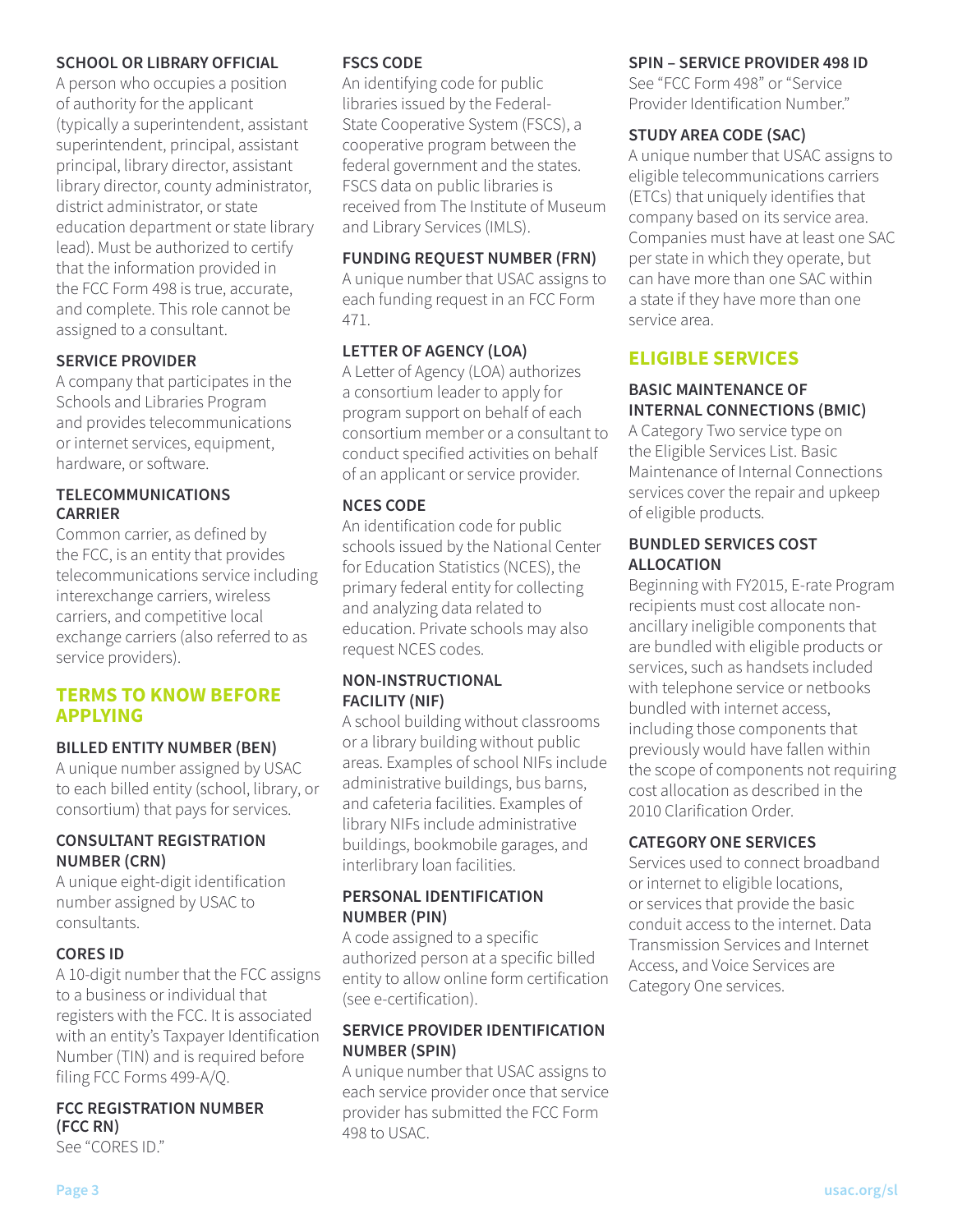**SCHOOL OR LIBRARY OFFICIAL**

A person who occupies a position of authority for the applicant (typically a superintendent, assistant superintendent, principal, assistant principal, library director, assistant library director, county administrator, district administrator, or state education department or state library lead). Must be authorized to certify that the information provided in the FCC Form 498 is true, accurate, and complete. This role cannot be assigned to a consultant.

**SERVICE PROVIDER**

A company that participates in the Schools and Libraries Program and provides telecommunications or internet services, equipment, hardware, or software.

**TELECOMMUNICATIONS CARRIER**

Common carrier, as defined by the FCC, is an entity that provides telecommunications service including interexchange carriers, wireless carriers, and competitive local exchange carriers (also referred to as service providers).

## TERMS TO KNOW BEFORE APPLYING

**BILLED ENTITY NUMBER (BEN)**

A unique number assigned by USAC to each billed entity (school, library, or consortium) that pays for services.

**CONSULTANT REGISTRATION NUMBER (CRN)**

A unique eight-digit identification number assigned by USAC to consultants.

**CORES ID**

A 10-digit number that the FCC assigns to a business or individual that registers with the FCC. It is associated with an entity's Taxpayer Identification Number (TIN) and is required before filing FCC Forms 499-A/Q.

**FCC REGISTRATION NUMBER (FCC RN)**

See "CORES ID."

**FSCS CODE**

An identifying code for public libraries issued by the Federal-State Cooperative System (FSCS), a cooperative program between the federal government and the states. FSCS data on public libraries is received from The Institute of Museum and Library Services (IMLS).

**FUNDING REQUEST NUMBER (FRN)**

A unique number that USAC assigns to each funding request in an FCC Form 471.

**LETTER OF AGENCY (LOA)**

A Letter of Agency (LOA) authorizes a consortium leader to apply for program support on behalf of each consortium member or a consultant to conduct specified activities on behalf of an applicant or service provider.

**NCES CODE**

An identification code for public schools issued by the National Center for Education Statistics (NCES), the primary federal entity for collecting and analyzing data related to education. Private schools may also request NCES codes.

**NON-INSTRUCTIONAL FACILITY (NIF)**

A school building without classrooms or a library building without public areas. Examples of school NIFs include administrative buildings, bus barns, and cafeteria facilities. Examples of library NIFs include administrative buildings, bookmobile garages, and interlibrary loan facilities.

**PERSONAL IDENTIFICATION NUMBER (PIN)**

A code assigned to a specific authorized person at a specific billed entity to allow online form certification (see e-certification).

**SERVICE PROVIDER IDENTIFICATION NUMBER (SPIN)**

A unique number that USAC assigns to each service provider once that service provider has submitted the FCC Form 498 to USAC.

**SPIN – SERVICE PROVIDER 498 ID**

See "FCC Form 498" or "Service Provider Identification Number."

**STUDY AREA CODE (SAC)**

A unique number that USAC assigns to eligible telecommunications carriers (ETCs) that uniquely identifies that company based on its service area. Companies must have at least one SAC per state in which they operate, but can have more than one SAC within a state if they have more than one service area.

## ELIGIBLE SERVICES

**BASIC MAINTENANCE OF INTERNAL CONNECTIONS (BMIC)**

A Category Two service type on the Eligible Services List. Basic Maintenance of Internal Connections services cover the repair and upkeep of eligible products.

**BUNDLED SERVICES COST ALLOCATION**

Beginning with FY2015, E-rate Program recipients must cost allocate non-ancillary ineligible components that are bundled with eligible products or services, such as handsets included with telephone service or netbooks bundled with internet access, including those components that previously would have fallen within the scope of components not requiring cost allocation as described in the 2010 Clarification Order.

**CATEGORY ONE SERVICES**

Services used to connect broadband or internet to eligible locations, or services that provide the basic conduit access to the internet. Data Transmission Services and Internet Access, and Voice Services are Category One services.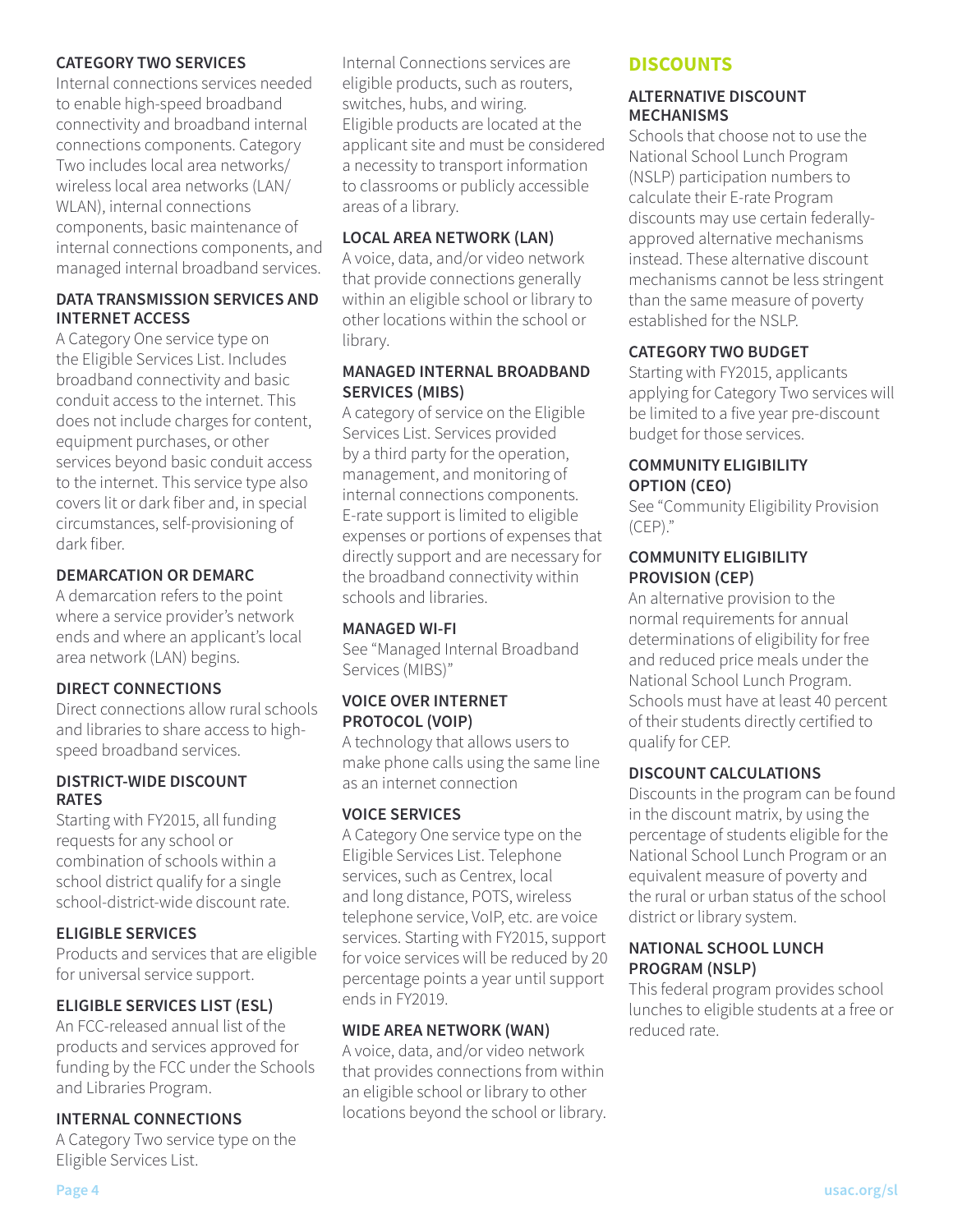### CATEGORY TWO SERVICES

Internal connections services needed to enable high-speed broadband connectivity and broadband internal connections components. Category Two includes local area networks/ wireless local area networks (LAN/ WLAN), internal connections components, basic maintenance of internal connections components, and managed internal broadband services.

### DATA TRANSMISSION SERVICES AND INTERNET ACCESS

A Category One service type on the Eligible Services List. Includes broadband connectivity and basic conduit access to the internet. This does not include charges for content, equipment purchases, or other services beyond basic conduit access to the internet. This service type also covers lit or dark fiber and, in special circumstances, self-provisioning of dark fiber.

### DEMARCATION OR DEMARC

A demarcation refers to the point where a service provider's network ends and where an applicant's local area network (LAN) begins.

### DIRECT CONNECTIONS

Direct connections allow rural schools and libraries to share access to high-speed broadband services.

### DISTRICT-WIDE DISCOUNT RATES

Starting with FY2015, all funding requests for any school or combination of schools within a school district qualify for a single school-district-wide discount rate.

### ELIGIBLE SERVICES

Products and services that are eligible for universal service support.

### ELIGIBLE SERVICES LIST (ESL)

An FCC-released annual list of the products and services approved for funding by the FCC under the Schools and Libraries Program.

### INTERNAL CONNECTIONS

A Category Two service type on the Eligible Services List.

Internal Connections services are eligible products, such as routers, switches, hubs, and wiring. Eligible products are located at the applicant site and must be considered a necessity to transport information to classrooms or publicly accessible areas of a library.

### LOCAL AREA NETWORK (LAN)

A voice, data, and/or video network that provide connections generally within an eligible school or library to other locations within the school or library.

### MANAGED INTERNAL BROADBAND SERVICES (MIBS)

A category of service on the Eligible Services List. Services provided by a third party for the operation, management, and monitoring of internal connections components. E-rate support is limited to eligible expenses or portions of expenses that directly support and are necessary for the broadband connectivity within schools and libraries.

### MANAGED WI-FI

See "Managed Internal Broadband Services (MIBS)"

### VOICE OVER INTERNET PROTOCOL (VOIP)

A technology that allows users to make phone calls using the same line as an internet connection

### VOICE SERVICES

A Category One service type on the Eligible Services List. Telephone services, such as Centrex, local and long distance, POTS, wireless telephone service, VoIP, etc. are voice services. Starting with FY2015, support for voice services will be reduced by 20 percentage points a year until support ends in FY2019.

### WIDE AREA NETWORK (WAN)

A voice, data, and/or video network that provides connections from within an eligible school or library to other locations beyond the school or library.

## DISCOUNTS

### ALTERNATIVE DISCOUNT MECHANISMS

Schools that choose not to use the National School Lunch Program (NSLP) participation numbers to calculate their E-rate Program discounts may use certain federally-approved alternative mechanisms instead. These alternative discount mechanisms cannot be less stringent than the same measure of poverty established for the NSLP.

### CATEGORY TWO BUDGET

Starting with FY2015, applicants applying for Category Two services will be limited to a five year pre-discount budget for those services.

### COMMUNITY ELIGIBILITY OPTION (CEO)

See "Community Eligibility Provision (CEP)."

### COMMUNITY ELIGIBILITY PROVISION (CEP)

An alternative provision to the normal requirements for annual determinations of eligibility for free and reduced price meals under the National School Lunch Program. Schools must have at least 40 percent of their students directly certified to qualify for CEP.

### DISCOUNT CALCULATIONS

Discounts in the program can be found in the discount matrix, by using the percentage of students eligible for the National School Lunch Program or an equivalent measure of poverty and the rural or urban status of the school district or library system.

### NATIONAL SCHOOL LUNCH PROGRAM (NSLP)

This federal program provides school lunches to eligible students at a free or reduced rate.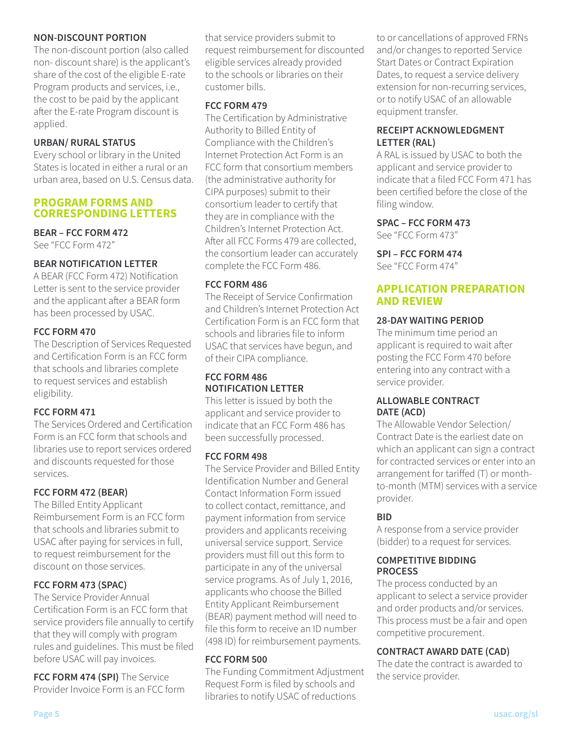**NON-DISCOUNT PORTION**

The non-discount portion (also called non- discount share) is the applicant's share of the cost of the eligible E-rate Program products and services, i.e., the cost to be paid by the applicant after the E-rate Program discount is applied.

**URBAN/ RURAL STATUS**

Every school or library in the United States is located in either a rural or an urban area, based on U.S. Census data.

## PROGRAM FORMS AND CORRESPONDING LETTERS

**BEAR – FCC FORM 472**

See "FCC Form 472"

**BEAR NOTIFICATION LETTER**

A BEAR (FCC Form 472) Notification Letter is sent to the service provider and the applicant after a BEAR form has been processed by USAC.

**FCC FORM 470**

The Description of Services Requested and Certification Form is an FCC form that schools and libraries complete to request services and establish eligibility.

**FCC FORM 471**

The Services Ordered and Certification Form is an FCC form that schools and libraries use to report services ordered and discounts requested for those services.

**FCC FORM 472 (BEAR)**

The Billed Entity Applicant Reimbursement Form is an FCC form that schools and libraries submit to USAC after paying for services in full, to request reimbursement for the discount on those services.

**FCC FORM 473 (SPAC)**

The Service Provider Annual Certification Form is an FCC form that service providers file annually to certify that they will comply with program rules and guidelines. This must be filed before USAC will pay invoices.

**FCC FORM 474 (SPI)** The Service Provider Invoice Form is an FCC form that service providers submit to request reimbursement for discounted eligible services already provided to the schools or libraries on their customer bills.

**FCC FORM 479**

The Certification by Administrative Authority to Billed Entity of Compliance with the Children's Internet Protection Act Form is an FCC form that consortium members (the administrative authority for CIPA purposes) submit to their consortium leader to certify that they are in compliance with the Children's Internet Protection Act. After all FCC Forms 479 are collected, the consortium leader can accurately complete the FCC Form 486.

**FCC FORM 486**

The Receipt of Service Confirmation and Children's Internet Protection Act Certification Form is an FCC form that schools and libraries file to inform USAC that services have begun, and of their CIPA compliance.

**FCC FORM 486 NOTIFICATION LETTER**

This letter is issued by both the applicant and service provider to indicate that an FCC Form 486 has been successfully processed.

**FCC FORM 498**

The Service Provider and Billed Entity Identification Number and General Contact Information Form issued to collect contact, remittance, and payment information from service providers and applicants receiving universal service support. Service providers must fill out this form to participate in any of the universal service programs. As of July 1, 2016, applicants who choose the Billed Entity Applicant Reimbursement (BEAR) payment method will need to file this form to receive an ID number (498 ID) for reimbursement payments.

**FCC FORM 500**

The Funding Commitment Adjustment Request Form is filed by schools and libraries to notify USAC of reductions to or cancellations of approved FRNs and/or changes to reported Service Start Dates or Contract Expiration Dates, to request a service delivery extension for non-recurring services, or to notify USAC of an allowable equipment transfer.

**RECEIPT ACKNOWLEDGMENT LETTER (RAL)**

A RAL is issued by USAC to both the applicant and service provider to indicate that a filed FCC Form 471 has been certified before the close of the filing window.

**SPAC – FCC FORM 473**

See "FCC Form 473"

**SPI – FCC FORM 474**

See "FCC Form 474"

## APPLICATION PREPARATION AND REVIEW

**28-DAY WAITING PERIOD**

The minimum time period an applicant is required to wait after posting the FCC Form 470 before entering into any contract with a service provider.

**ALLOWABLE CONTRACT DATE (ACD)**

The Allowable Vendor Selection/ Contract Date is the earliest date on which an applicant can sign a contract for contracted services or enter into an arrangement for tariffed (T) or month-to-month (MTM) services with a service provider.

**BID**

A response from a service provider (bidder) to a request for services.

**COMPETITIVE BIDDING PROCESS**

The process conducted by an applicant to select a service provider and order products and/or services. This process must be a fair and open competitive procurement.

**CONTRACT AWARD DATE (CAD)**

The date the contract is awarded to the service provider.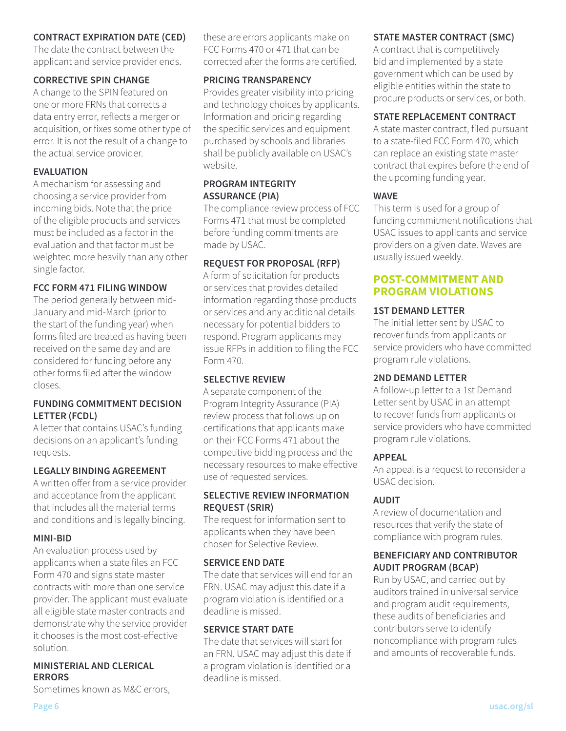**CONTRACT EXPIRATION DATE (CED)**
The date the contract between the applicant and service provider ends.

**CORRECTIVE SPIN CHANGE**
A change to the SPIN featured on one or more FRNs that corrects a data entry error, reflects a merger or acquisition, or fixes some other type of error. It is not the result of a change to the actual service provider.

**EVALUATION**
A mechanism for assessing and choosing a service provider from incoming bids. Note that the price of the eligible products and services must be included as a factor in the evaluation and that factor must be weighted more heavily than any other single factor.

**FCC FORM 471 FILING WINDOW**
The period generally between mid-January and mid-March (prior to the start of the funding year) when forms filed are treated as having been received on the same day and are considered for funding before any other forms filed after the window closes.

**FUNDING COMMITMENT DECISION LETTER (FCDL)**
A letter that contains USAC's funding decisions on an applicant's funding requests.

**LEGALLY BINDING AGREEMENT**
A written offer from a service provider and acceptance from the applicant that includes all the material terms and conditions and is legally binding.

**MINI-BID**
An evaluation process used by applicants when a state files an FCC Form 470 and signs state master contracts with more than one service provider. The applicant must evaluate all eligible state master contracts and demonstrate why the service provider it chooses is the most cost-effective solution.

**MINISTERIAL AND CLERICAL ERRORS**
Sometimes known as M&C errors, these are errors applicants make on FCC Forms 470 or 471 that can be corrected after the forms are certified.

**PRICING TRANSPARENCY**
Provides greater visibility into pricing and technology choices by applicants. Information and pricing regarding the specific services and equipment purchased by schools and libraries shall be publicly available on USAC's website.

**PROGRAM INTEGRITY ASSURANCE (PIA)**
The compliance review process of FCC Forms 471 that must be completed before funding commitments are made by USAC.

**REQUEST FOR PROPOSAL (RFP)**
A form of solicitation for products or services that provides detailed information regarding those products or services and any additional details necessary for potential bidders to respond. Program applicants may issue RFPs in addition to filing the FCC Form 470.

**SELECTIVE REVIEW**
A separate component of the Program Integrity Assurance (PIA) review process that follows up on certifications that applicants make on their FCC Forms 471 about the competitive bidding process and the necessary resources to make effective use of requested services.

**SELECTIVE REVIEW INFORMATION REQUEST (SRIR)**
The request for information sent to applicants when they have been chosen for Selective Review.

**SERVICE END DATE**
The date that services will end for an FRN. USAC may adjust this date if a program violation is identified or a deadline is missed.

**SERVICE START DATE**
The date that services will start for an FRN. USAC may adjust this date if a program violation is identified or a deadline is missed.

**STATE MASTER CONTRACT (SMC)**
A contract that is competitively bid and implemented by a state government which can be used by eligible entities within the state to procure products or services, or both.

**STATE REPLACEMENT CONTRACT**
A state master contract, filed pursuant to a state-filed FCC Form 470, which can replace an existing state master contract that expires before the end of the upcoming funding year.

**WAVE**
This term is used for a group of funding commitment notifications that USAC issues to applicants and service providers on a given date. Waves are usually issued weekly.

## POST-COMMITMENT AND PROGRAM VIOLATIONS

**1ST DEMAND LETTER**
The initial letter sent by USAC to recover funds from applicants or service providers who have committed program rule violations.

**2ND DEMAND LETTER**
A follow-up letter to a 1st Demand Letter sent by USAC in an attempt to recover funds from applicants or service providers who have committed program rule violations.

**APPEAL**
An appeal is a request to reconsider a USAC decision.

**AUDIT**
A review of documentation and resources that verify the state of compliance with program rules.

**BENEFICIARY AND CONTRIBUTOR AUDIT PROGRAM (BCAP)**
Run by USAC, and carried out by auditors trained in universal service and program audit requirements, these audits of beneficiaries and contributors serve to identify noncompliance with program rules and amounts of recoverable funds.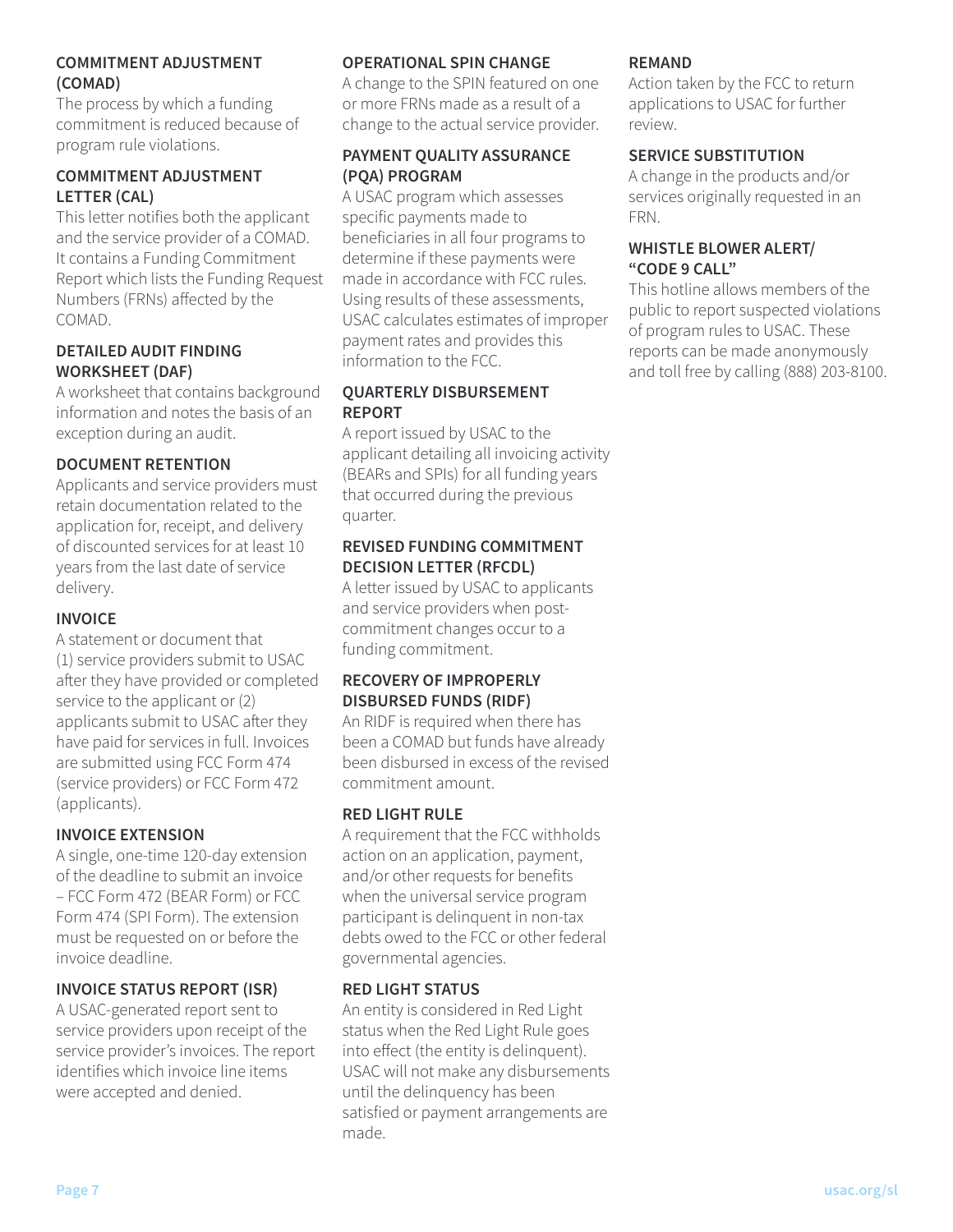### COMMITMENT ADJUSTMENT (COMAD)

The process by which a funding commitment is reduced because of program rule violations.

### COMMITMENT ADJUSTMENT LETTER (CAL)

This letter notifies both the applicant and the service provider of a COMAD. It contains a Funding Commitment Report which lists the Funding Request Numbers (FRNs) affected by the COMAD.

### DETAILED AUDIT FINDING WORKSHEET (DAF)

A worksheet that contains background information and notes the basis of an exception during an audit.

### DOCUMENT RETENTION

Applicants and service providers must retain documentation related to the application for, receipt, and delivery of discounted services for at least 10 years from the last date of service delivery.

### INVOICE

A statement or document that (1) service providers submit to USAC after they have provided or completed service to the applicant or (2) applicants submit to USAC after they have paid for services in full. Invoices are submitted using FCC Form 474 (service providers) or FCC Form 472 (applicants).

### INVOICE EXTENSION

A single, one-time 120-day extension of the deadline to submit an invoice – FCC Form 472 (BEAR Form) or FCC Form 474 (SPI Form). The extension must be requested on or before the invoice deadline.

### INVOICE STATUS REPORT (ISR)

A USAC-generated report sent to service providers upon receipt of the service provider's invoices. The report identifies which invoice line items were accepted and denied.

### OPERATIONAL SPIN CHANGE

A change to the SPIN featured on one or more FRNs made as a result of a change to the actual service provider.

### PAYMENT QUALITY ASSURANCE (PQA) PROGRAM

A USAC program which assesses specific payments made to beneficiaries in all four programs to determine if these payments were made in accordance with FCC rules. Using results of these assessments, USAC calculates estimates of improper payment rates and provides this information to the FCC.

### QUARTERLY DISBURSEMENT REPORT

A report issued by USAC to the applicant detailing all invoicing activity (BEARs and SPIs) for all funding years that occurred during the previous quarter.

### REVISED FUNDING COMMITMENT DECISION LETTER (RFCDL)

A letter issued by USAC to applicants and service providers when post-commitment changes occur to a funding commitment.

### RECOVERY OF IMPROPERLY DISBURSED FUNDS (RIDF)

An RIDF is required when there has been a COMAD but funds have already been disbursed in excess of the revised commitment amount.

### RED LIGHT RULE

A requirement that the FCC withholds action on an application, payment, and/or other requests for benefits when the universal service program participant is delinquent in non-tax debts owed to the FCC or other federal governmental agencies.

### RED LIGHT STATUS

An entity is considered in Red Light status when the Red Light Rule goes into effect (the entity is delinquent). USAC will not make any disbursements until the delinquency has been satisfied or payment arrangements are made.

### REMAND

Action taken by the FCC to return applications to USAC for further review.

### SERVICE SUBSTITUTION

A change in the products and/or services originally requested in an FRN.

### WHISTLE BLOWER ALERT/ "CODE 9 CALL"

This hotline allows members of the public to report suspected violations of program rules to USAC. These reports can be made anonymously and toll free by calling (888) 203-8100.